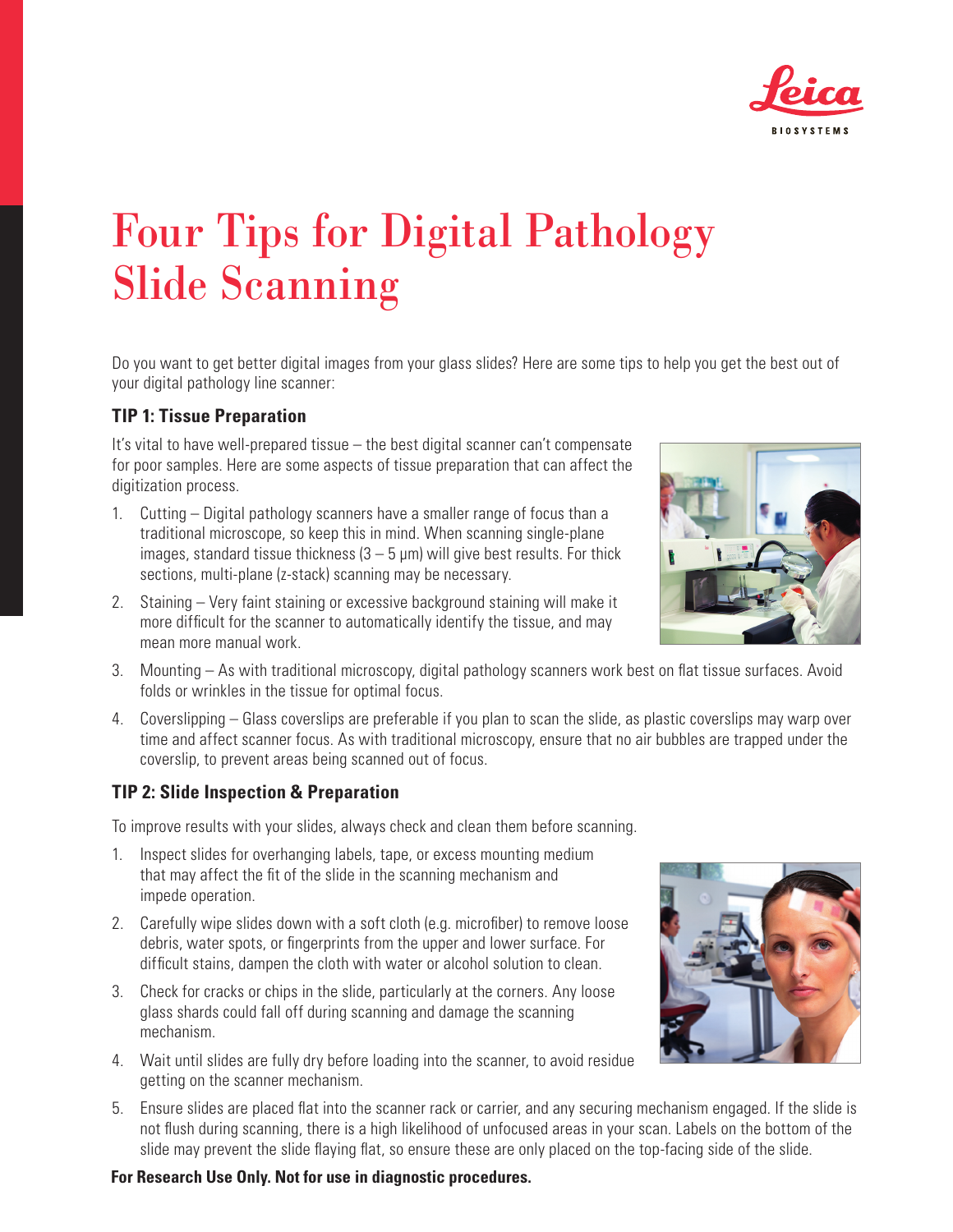# Four Tips for Digital Pathology Slide Scanning

Do you want to get better digital images from your glass slides? Here are some tips to help you get the best out of your digital pathology line scanner:

### TIP 1: Tissue Preparation

It's vital to have well-prepared tissue – the best digital scanner can't compensate for poor samples. Here are some aspects of tissue preparation that can affect the digitization process.

1. Cutting – Digital pathology scanners have a smaller range of focus than a traditional microscope, so keep this in mind. When scanning single-plane images, standard tissue thickness (3 – 5 µm) will give best results. For thick sections, multi-plane (z-stack) scanning may be necessary.
2. Staining – Very faint staining or excessive background staining will make it more difficult for the scanner to automatically identify the tissue, and may mean more manual work.
3. Mounting – As with traditional microscopy, digital pathology scanners work best on flat tissue surfaces. Avoid folds or wrinkles in the tissue for optimal focus.
4. Coverslipping – Glass coverslips are preferable if you plan to scan the slide, as plastic coverslips may warp over time and affect scanner focus. As with traditional microscopy, ensure that no air bubbles are trapped under the coverslip, to prevent areas being scanned out of focus.

### TIP 2: Slide Inspection & Preparation

To improve results with your slides, always check and clean them before scanning.

1. Inspect slides for overhanging labels, tape, or excess mounting medium that may affect the fit of the slide in the scanning mechanism and impede operation.
2. Carefully wipe slides down with a soft cloth (e.g. microfiber) to remove loose debris, water spots, or fingerprints from the upper and lower surface. For difficult stains, dampen the cloth with water or alcohol solution to clean.
3. Check for cracks or chips in the slide, particularly at the corners. Any loose glass shards could fall off during scanning and damage the scanning mechanism.
4. Wait until slides are fully dry before loading into the scanner, to avoid residue getting on the scanner mechanism.
5. Ensure slides are placed flat into the scanner rack or carrier, and any securing mechanism engaged. If the slide is not flush during scanning, there is a high likelihood of unfocused areas in your scan. Labels on the bottom of the slide may prevent the slide flaying flat, so ensure these are only placed on the top-facing side of the slide.

**For Research Use Only. Not for use in diagnostic procedures.**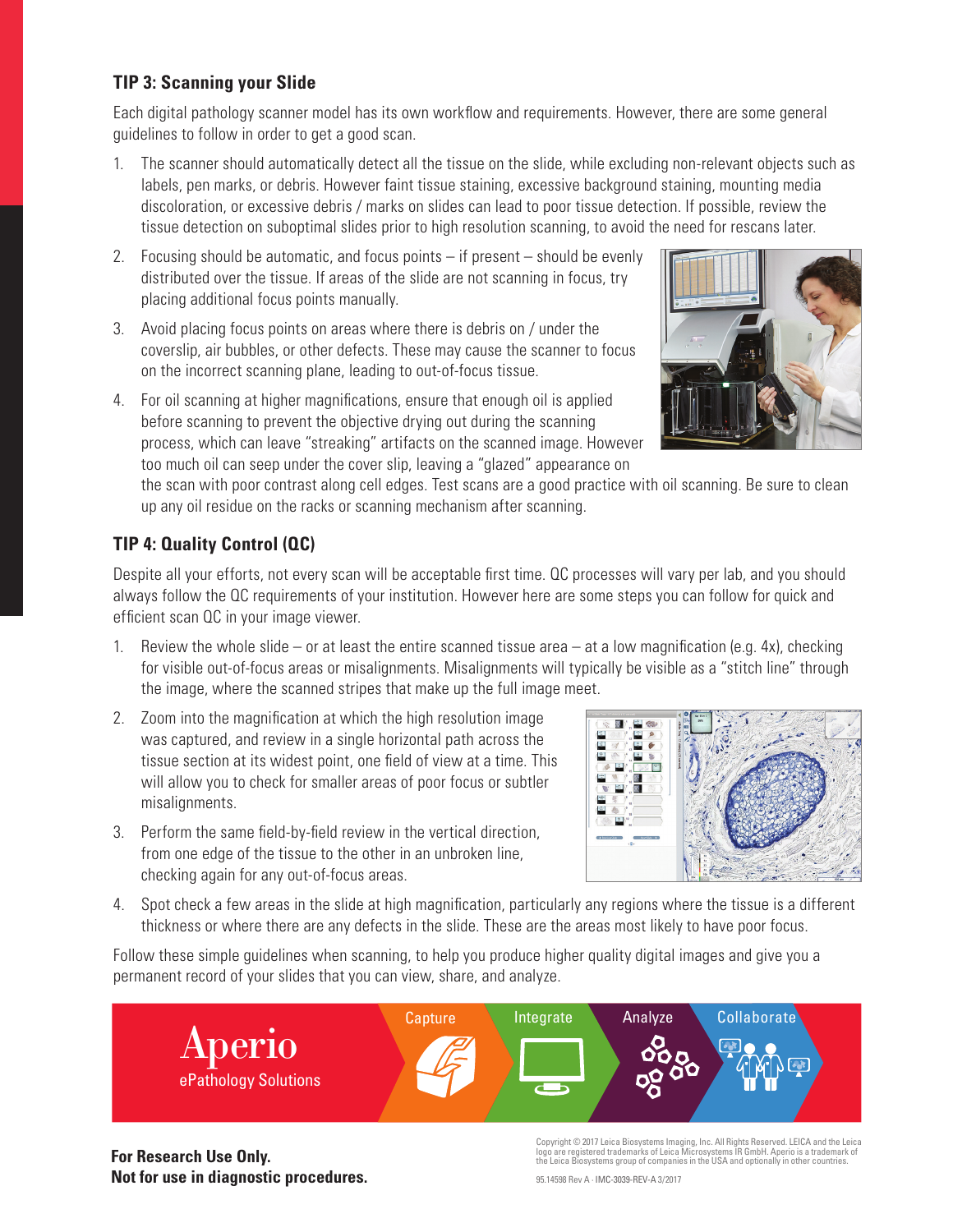### TIP 3: Scanning your Slide

Each digital pathology scanner model has its own workflow and requirements. However, there are some general guidelines to follow in order to get a good scan.

1. The scanner should automatically detect all the tissue on the slide, while excluding non-relevant objects such as labels, pen marks, or debris. However faint tissue staining, excessive background staining, mounting media discoloration, or excessive debris / marks on slides can lead to poor tissue detection. If possible, review the tissue detection on suboptimal slides prior to high resolution scanning, to avoid the need for rescans later.
2. Focusing should be automatic, and focus points – if present – should be evenly distributed over the tissue. If areas of the slide are not scanning in focus, try placing additional focus points manually.
3. Avoid placing focus points on areas where there is debris on / under the coverslip, air bubbles, or other defects. These may cause the scanner to focus on the incorrect scanning plane, leading to out-of-focus tissue.
4. For oil scanning at higher magnifications, ensure that enough oil is applied before scanning to prevent the objective drying out during the scanning process, which can leave "streaking" artifacts on the scanned image. However too much oil can seep under the cover slip, leaving a "glazed" appearance on the scan with poor contrast along cell edges. Test scans are a good practice with oil scanning. Be sure to clean up any oil residue on the racks or scanning mechanism after scanning.

### TIP 4: Quality Control (QC)

Despite all your efforts, not every scan will be acceptable first time. QC processes will vary per lab, and you should always follow the QC requirements of your institution. However here are some steps you can follow for quick and efficient scan QC in your image viewer.

1. Review the whole slide – or at least the entire scanned tissue area – at a low magnification (e.g. 4x), checking for visible out-of-focus areas or misalignments. Misalignments will typically be visible as a "stitch line" through the image, where the scanned stripes that make up the full image meet.
2. Zoom into the magnification at which the high resolution image was captured, and review in a single horizontal path across the tissue section at its widest point, one field of view at a time. This will allow you to check for smaller areas of poor focus or subtler misalignments.
3. Perform the same field-by-field review in the vertical direction, from one edge of the tissue to the other in an unbroken line, checking again for any out-of-focus areas.
4. Spot check a few areas in the slide at high magnification, particularly any regions where the tissue is a different thickness or where there are any defects in the slide. These are the areas most likely to have poor focus.

Follow these simple guidelines when scanning, to help you produce higher quality digital images and give you a permanent record of your slides that you can view, share, and analyze.

Aperio
ePathology Solutions

Capture | Integrate | Analyze | Collaborate

**For Research Use Only.**
**Not for use in diagnostic procedures.**

Copyright © 2017 Leica Biosystems Imaging, Inc. All Rights Reserved. LEICA and the Leica logo are registered trademarks of Leica Microsystems IR GmbH. Aperio is a trademark of the Leica Biosystems group of companies in the USA and optionally in other countries.

95.14598 Rev A · IMC-3039-REV-A 3/2017